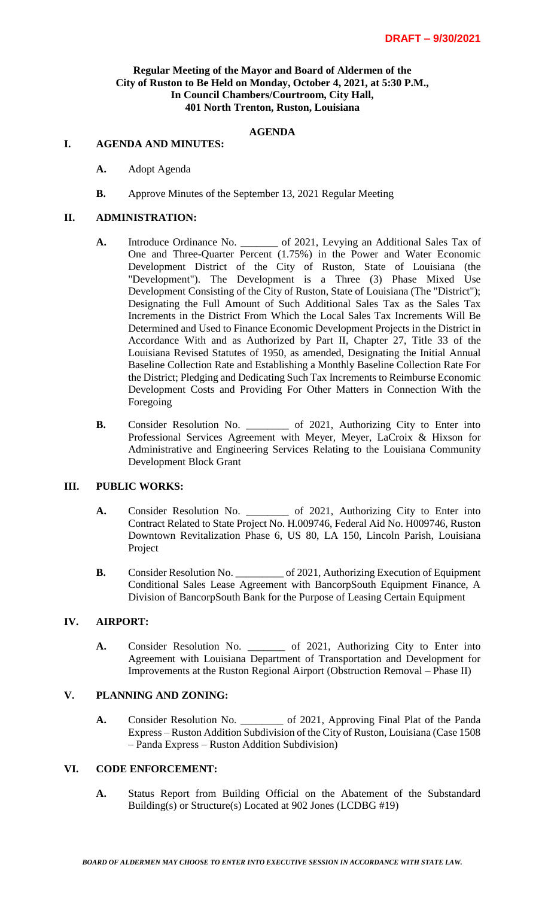**DRAFT – 9/30/2021**

**Regular Meeting of the Mayor and Board of Aldermen of the City of Ruston to Be Held on Monday, October 4, 2021, at 5:30 P.M., In Council Chambers/Courtroom, City Hall, 401 North Trenton, Ruston, Louisiana**

**AGENDA**

## I. AGENDA AND MINUTES:

**A.** Adopt Agenda

**B.** Approve Minutes of the September 13, 2021 Regular Meeting

## II. ADMINISTRATION:

**A.** Introduce Ordinance No. _______ of 2021, Levying an Additional Sales Tax of One and Three-Quarter Percent (1.75%) in the Power and Water Economic Development District of the City of Ruston, State of Louisiana (the "Development"). The Development is a Three (3) Phase Mixed Use Development Consisting of the City of Ruston, State of Louisiana (The "District"); Designating the Full Amount of Such Additional Sales Tax as the Sales Tax Increments in the District From Which the Local Sales Tax Increments Will Be Determined and Used to Finance Economic Development Projects in the District in Accordance With and as Authorized by Part II, Chapter 27, Title 33 of the Louisiana Revised Statutes of 1950, as amended, Designating the Initial Annual Baseline Collection Rate and Establishing a Monthly Baseline Collection Rate For the District; Pledging and Dedicating Such Tax Increments to Reimburse Economic Development Costs and Providing For Other Matters in Connection With the Foregoing

**B.** Consider Resolution No. ________ of 2021, Authorizing City to Enter into Professional Services Agreement with Meyer, Meyer, LaCroix & Hixson for Administrative and Engineering Services Relating to the Louisiana Community Development Block Grant

## III. PUBLIC WORKS:

**A.** Consider Resolution No. ________ of 2021, Authorizing City to Enter into Contract Related to State Project No. H.009746, Federal Aid No. H009746, Ruston Downtown Revitalization Phase 6, US 80, LA 150, Lincoln Parish, Louisiana Project

**B.** Consider Resolution No. _________ of 2021, Authorizing Execution of Equipment Conditional Sales Lease Agreement with BancorpSouth Equipment Finance, A Division of BancorpSouth Bank for the Purpose of Leasing Certain Equipment

## IV. AIRPORT:

**A.** Consider Resolution No. _______ of 2021, Authorizing City to Enter into Agreement with Louisiana Department of Transportation and Development for Improvements at the Ruston Regional Airport (Obstruction Removal – Phase II)

## V. PLANNING AND ZONING:

**A.** Consider Resolution No. ________ of 2021, Approving Final Plat of the Panda Express – Ruston Addition Subdivision of the City of Ruston, Louisiana (Case 1508 – Panda Express – Ruston Addition Subdivision)

## VI. CODE ENFORCEMENT:

**A.** Status Report from Building Official on the Abatement of the Substandard Building(s) or Structure(s) Located at 902 Jones (LCDBG #19)

***BOARD OF ALDERMEN MAY CHOOSE TO ENTER INTO EXECUTIVE SESSION IN ACCORDANCE WITH STATE LAW.***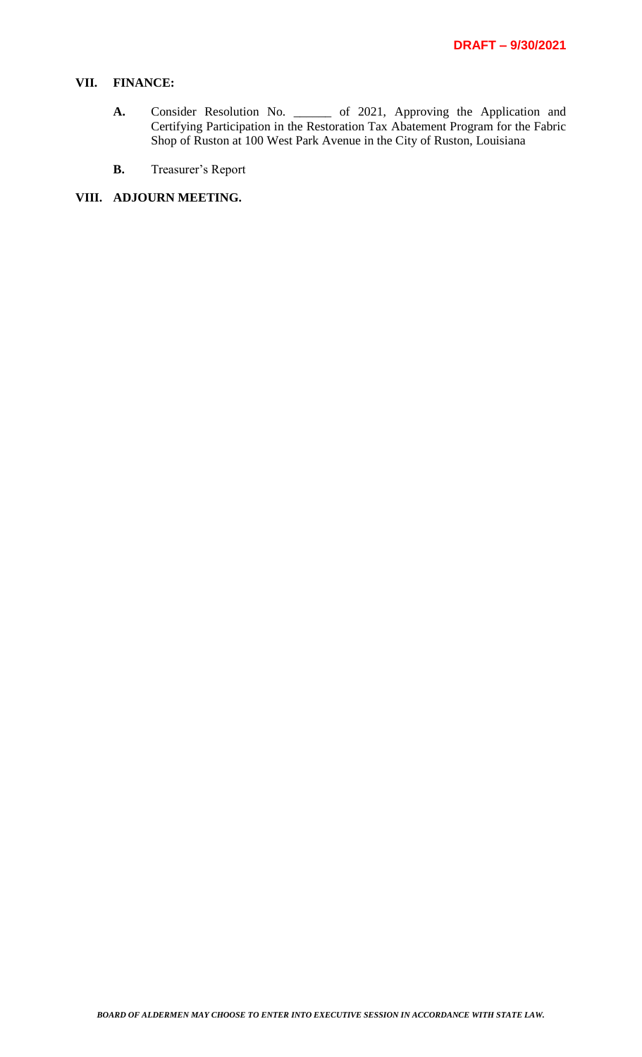**DRAFT – 9/30/2021**

## VII. FINANCE:

**A.** Consider Resolution No. ______ of 2021, Approving the Application and Certifying Participation in the Restoration Tax Abatement Program for the Fabric Shop of Ruston at 100 West Park Avenue in the City of Ruston, Louisiana

**B.** Treasurer's Report

## VIII. ADJOURN MEETING.

***BOARD OF ALDERMEN MAY CHOOSE TO ENTER INTO EXECUTIVE SESSION IN ACCORDANCE WITH STATE LAW.***